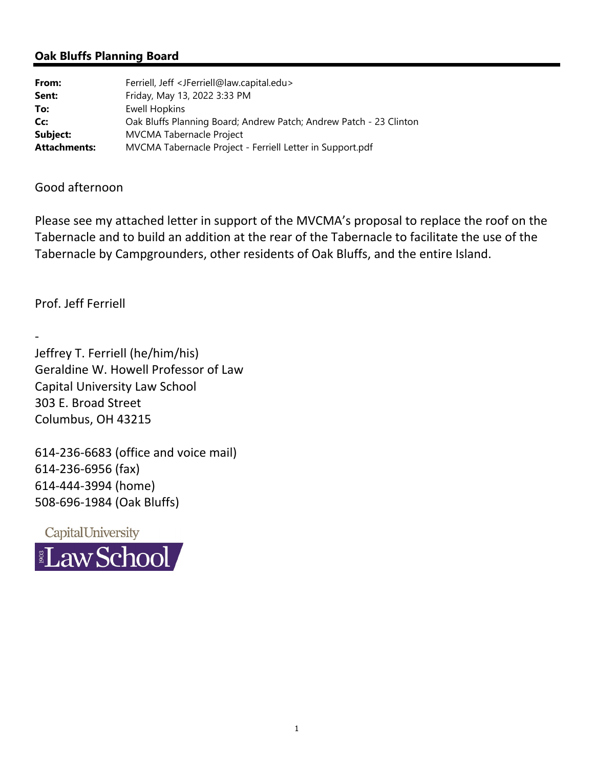## Oak Bluffs Planning Board

| | |
|---|---|
| **From:** | Ferriell, Jeff <JFerriell@law.capital.edu> |
| **Sent:** | Friday, May 13, 2022 3:33 PM |
| **To:** | Ewell Hopkins |
| **Cc:** | Oak Bluffs Planning Board; Andrew Patch; Andrew Patch - 23 Clinton |
| **Subject:** | MVCMA Tabernacle Project |
| **Attachments:** | MVCMA Tabernacle Project - Ferriell Letter in Support.pdf |

Good afternoon

Please see my attached letter in support of the MVCMA's proposal to replace the roof on the Tabernacle and to build an addition at the rear of the Tabernacle to facilitate the use of the Tabernacle by Campgrounders, other residents of Oak Bluffs, and the entire Island.

Prof. Jeff Ferriell

-

Jeffrey T. Ferriell (he/him/his)
Geraldine W. Howell Professor of Law
Capital University Law School
303 E. Broad Street
Columbus, OH 43215

614-236-6683 (office and voice mail)
614-236-6956 (fax)
614-444-3994 (home)
508-696-1984 (Oak Bluffs)

Capital University
1903 Law School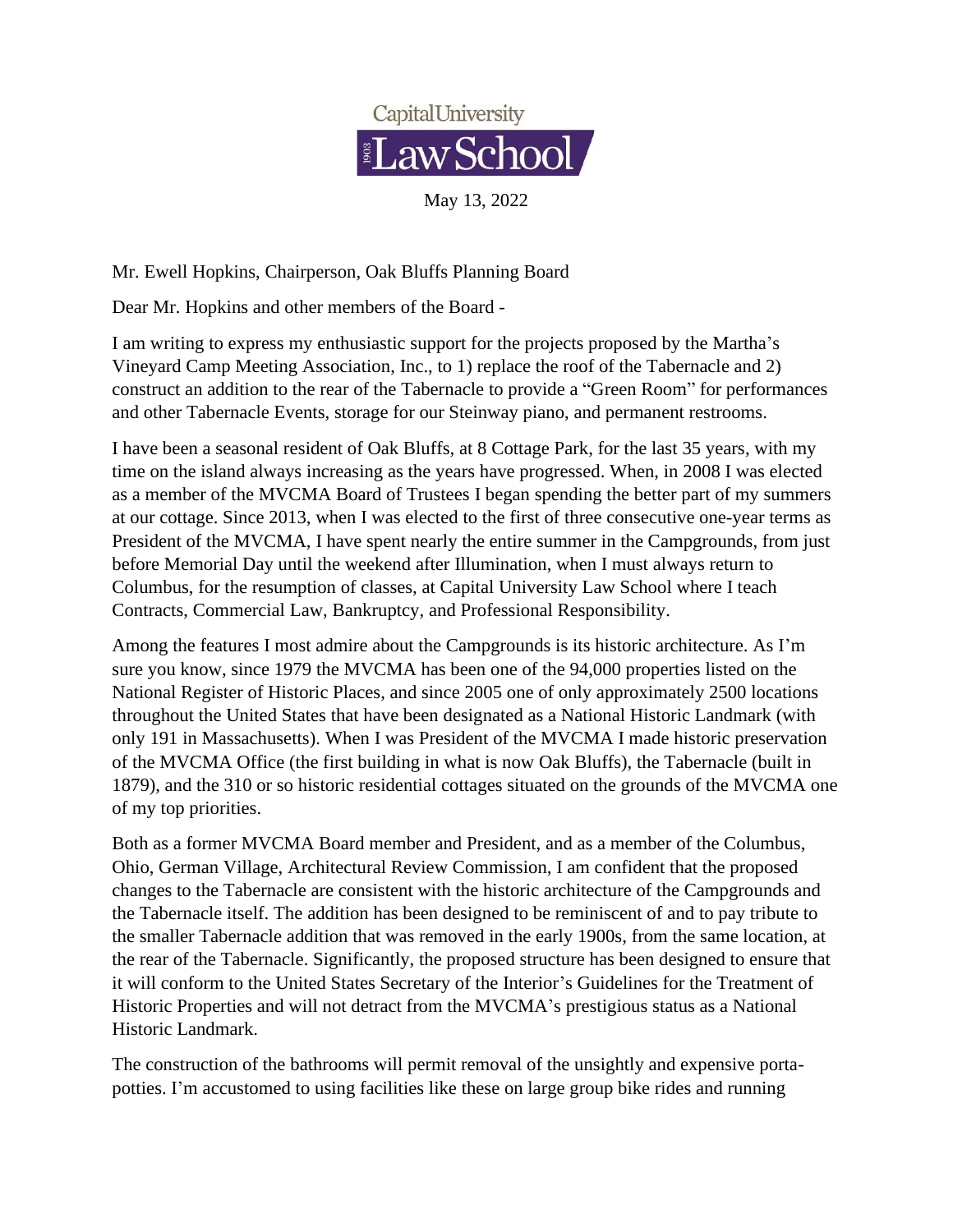Capital University

Law School

May 13, 2022

Mr. Ewell Hopkins, Chairperson, Oak Bluffs Planning Board

Dear Mr. Hopkins and other members of the Board -

I am writing to express my enthusiastic support for the projects proposed by the Martha's Vineyard Camp Meeting Association, Inc., to 1) replace the roof of the Tabernacle and 2) construct an addition to the rear of the Tabernacle to provide a "Green Room" for performances and other Tabernacle Events, storage for our Steinway piano, and permanent restrooms.

I have been a seasonal resident of Oak Bluffs, at 8 Cottage Park, for the last 35 years, with my time on the island always increasing as the years have progressed. When, in 2008 I was elected as a member of the MVCMA Board of Trustees I began spending the better part of my summers at our cottage. Since 2013, when I was elected to the first of three consecutive one-year terms as President of the MVCMA, I have spent nearly the entire summer in the Campgrounds, from just before Memorial Day until the weekend after Illumination, when I must always return to Columbus, for the resumption of classes, at Capital University Law School where I teach Contracts, Commercial Law, Bankruptcy, and Professional Responsibility.

Among the features I most admire about the Campgrounds is its historic architecture. As I'm sure you know, since 1979 the MVCMA has been one of the 94,000 properties listed on the National Register of Historic Places, and since 2005 one of only approximately 2500 locations throughout the United States that have been designated as a National Historic Landmark (with only 191 in Massachusetts). When I was President of the MVCMA I made historic preservation of the MVCMA Office (the first building in what is now Oak Bluffs), the Tabernacle (built in 1879), and the 310 or so historic residential cottages situated on the grounds of the MVCMA one of my top priorities.

Both as a former MVCMA Board member and President, and as a member of the Columbus, Ohio, German Village, Architectural Review Commission, I am confident that the proposed changes to the Tabernacle are consistent with the historic architecture of the Campgrounds and the Tabernacle itself. The addition has been designed to be reminiscent of and to pay tribute to the smaller Tabernacle addition that was removed in the early 1900s, from the same location, at the rear of the Tabernacle. Significantly, the proposed structure has been designed to ensure that it will conform to the United States Secretary of the Interior's Guidelines for the Treatment of Historic Properties and will not detract from the MVCMA's prestigious status as a National Historic Landmark.

The construction of the bathrooms will permit removal of the unsightly and expensive porta-potties. I'm accustomed to using facilities like these on large group bike rides and running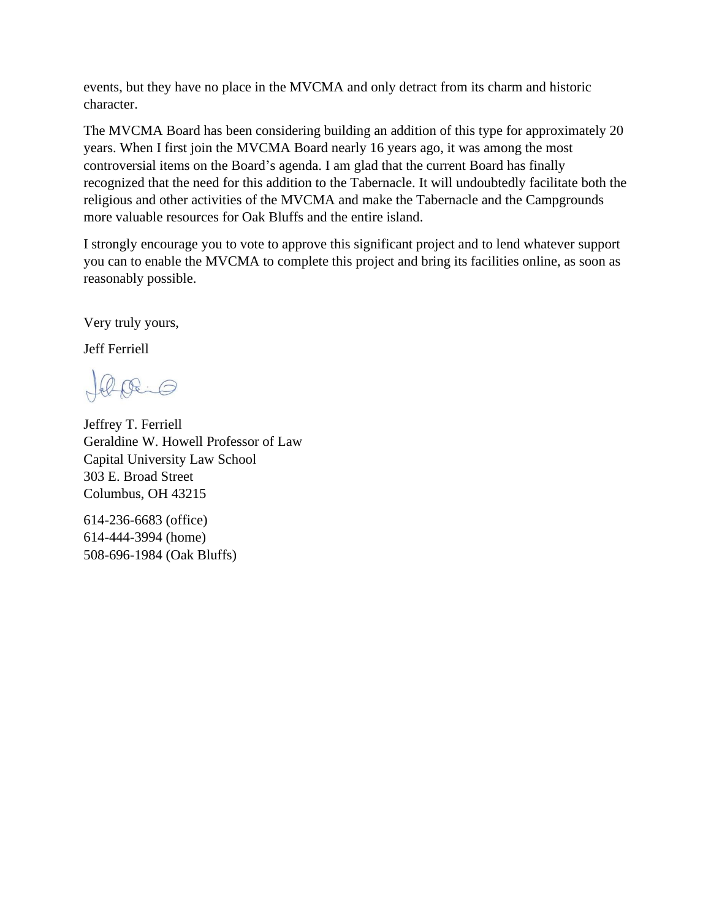events, but they have no place in the MVCMA and only detract from its charm and historic character.

The MVCMA Board has been considering building an addition of this type for approximately 20 years. When I first join the MVCMA Board nearly 16 years ago, it was among the most controversial items on the Board's agenda. I am glad that the current Board has finally recognized that the need for this addition to the Tabernacle. It will undoubtedly facilitate both the religious and other activities of the MVCMA and make the Tabernacle and the Campgrounds more valuable resources for Oak Bluffs and the entire island.

I strongly encourage you to vote to approve this significant project and to lend whatever support you can to enable the MVCMA to complete this project and bring its facilities online, as soon as reasonably possible.

Very truly yours,

Jeff Ferriell

Jeffrey T. Ferriell
Geraldine W. Howell Professor of Law
Capital University Law School
303 E. Broad Street
Columbus, OH 43215

614-236-6683 (office)
614-444-3994 (home)
508-696-1984 (Oak Bluffs)